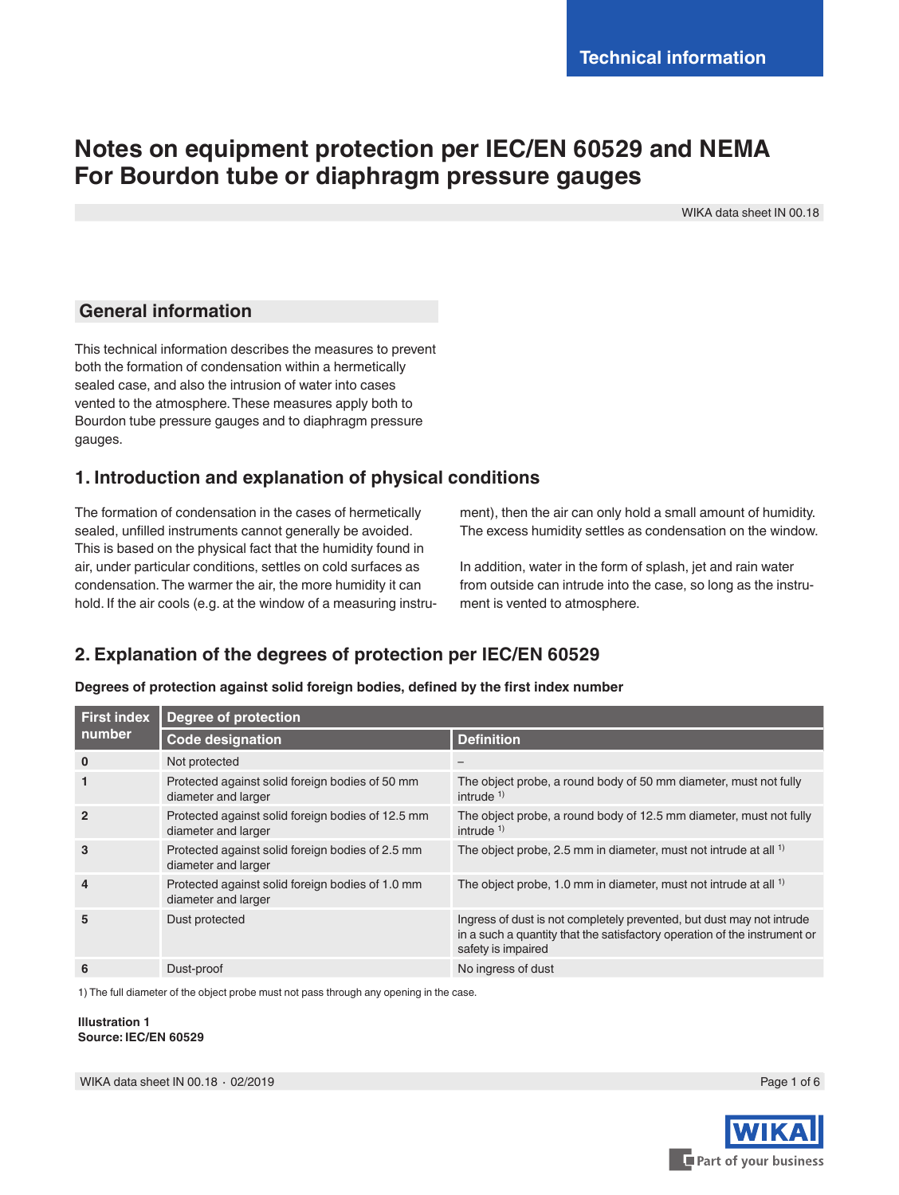Technical information

# Notes on equipment protection per IEC/EN 60529 and NEMA For Bourdon tube or diaphragm pressure gauges

WIKA data sheet IN 00.18

## General information

This technical information describes the measures to prevent both the formation of condensation within a hermetically sealed case, and also the intrusion of water into cases vented to the atmosphere. These measures apply both to Bourdon tube pressure gauges and to diaphragm pressure gauges.

## 1. Introduction and explanation of physical conditions

The formation of condensation in the cases of hermetically sealed, unfilled instruments cannot generally be avoided. This is based on the physical fact that the humidity found in air, under particular conditions, settles on cold surfaces as condensation. The warmer the air, the more humidity it can hold. If the air cools (e.g. at the window of a measuring instrument), then the air can only hold a small amount of humidity. The excess humidity settles as condensation on the window.

In addition, water in the form of splash, jet and rain water from outside can intrude into the case, so long as the instrument is vented to atmosphere.

## 2. Explanation of the degrees of protection per IEC/EN 60529

**Degrees of protection against solid foreign bodies, defined by the first index number**

| First index number | Degree of protection | |
|---|---|---|
| | **Code designation** | **Definition** |
| **0** | Not protected | – |
| **1** | Protected against solid foreign bodies of 50 mm diameter and larger | The object probe, a round body of 50 mm diameter, must not fully intrude [1] |
| **2** | Protected against solid foreign bodies of 12.5 mm diameter and larger | The object probe, a round body of 12.5 mm diameter, must not fully intrude [1] |
| **3** | Protected against solid foreign bodies of 2.5 mm diameter and larger | The object probe, 2.5 mm in diameter, must not intrude at all [1] |
| **4** | Protected against solid foreign bodies of 1.0 mm diameter and larger | The object probe, 1.0 mm in diameter, must not intrude at all [1] |
| **5** | Dust protected | Ingress of dust is not completely prevented, but dust may not intrude in a such a quantity that the satisfactory operation of the instrument or safety is impaired |
| **6** | Dust-proof | No ingress of dust |

1) The full diameter of the object probe must not pass through any opening in the case.

**Illustration 1**
**Source: IEC/EN 60529**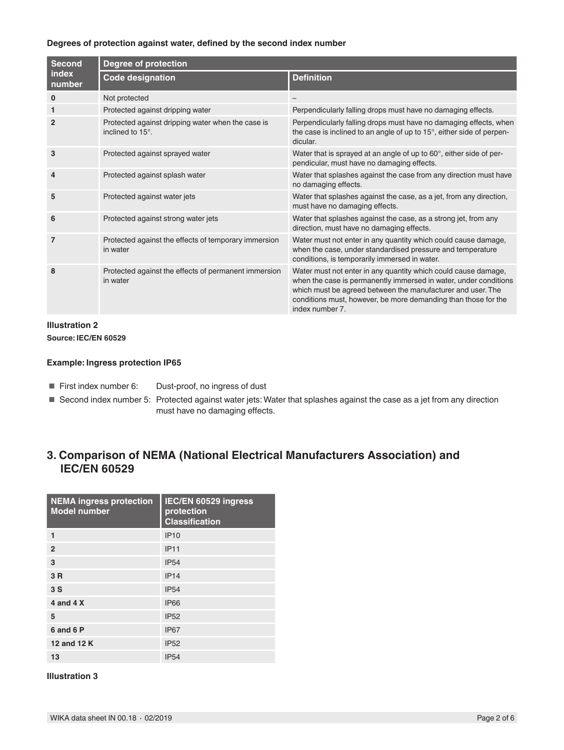**Degrees of protection against water, defined by the second index number**

| Second index number | Degree of protection | |
|---|---|---|
| | **Code designation** | **Definition** |
| **0** | Not protected | – |
| **1** | Protected against dripping water | Perpendicularly falling drops must have no damaging effects. |
| **2** | Protected against dripping water when the case is inclined to 15°. | Perpendicularly falling drops must have no damaging effects, when the case is inclined to an angle of up to 15°, either side of perpendicular. |
| **3** | Protected against sprayed water | Water that is sprayed at an angle of up to 60°, either side of perpendicular, must have no damaging effects. |
| **4** | Protected against splash water | Water that splashes against the case from any direction must have no damaging effects. |
| **5** | Protected against water jets | Water that splashes against the case, as a jet, from any direction, must have no damaging effects. |
| **6** | Protected against strong water jets | Water that splashes against the case, as a strong jet, from any direction, must have no damaging effects. |
| **7** | Protected against the effects of temporary immersion in water | Water must not enter in any quantity which could cause damage, when the case, under standardised pressure and temperature conditions, is temporarily immersed in water. |
| **8** | Protected against the effects of permanent immersion in water | Water must not enter in any quantity which could cause damage, when the case is permanently immersed in water, under conditions which must be agreed between the manufacturer and user. The conditions must, however, be more demanding than those for the index number 7. |

**Illustration 2**

**Source: IEC/EN 60529**

**Example: Ingress protection IP65**

- First index number 6: Dust-proof, no ingress of dust
- Second index number 5: Protected against water jets: Water that splashes against the case as a jet from any direction must have no damaging effects.

## 3. Comparison of NEMA (National Electrical Manufacturers Association) and IEC/EN 60529

| NEMA ingress protection Model number | IEC/EN 60529 ingress protection Classification |
|---|---|
| **1** | IP10 |
| **2** | IP11 |
| **3** | IP54 |
| **3 R** | IP14 |
| **3 S** | IP54 |
| **4 and 4 X** | IP66 |
| **5** | IP52 |
| **6 and 6 P** | IP67 |
| **12 and 12 K** | IP52 |
| **13** | IP54 |

**Illustration 3**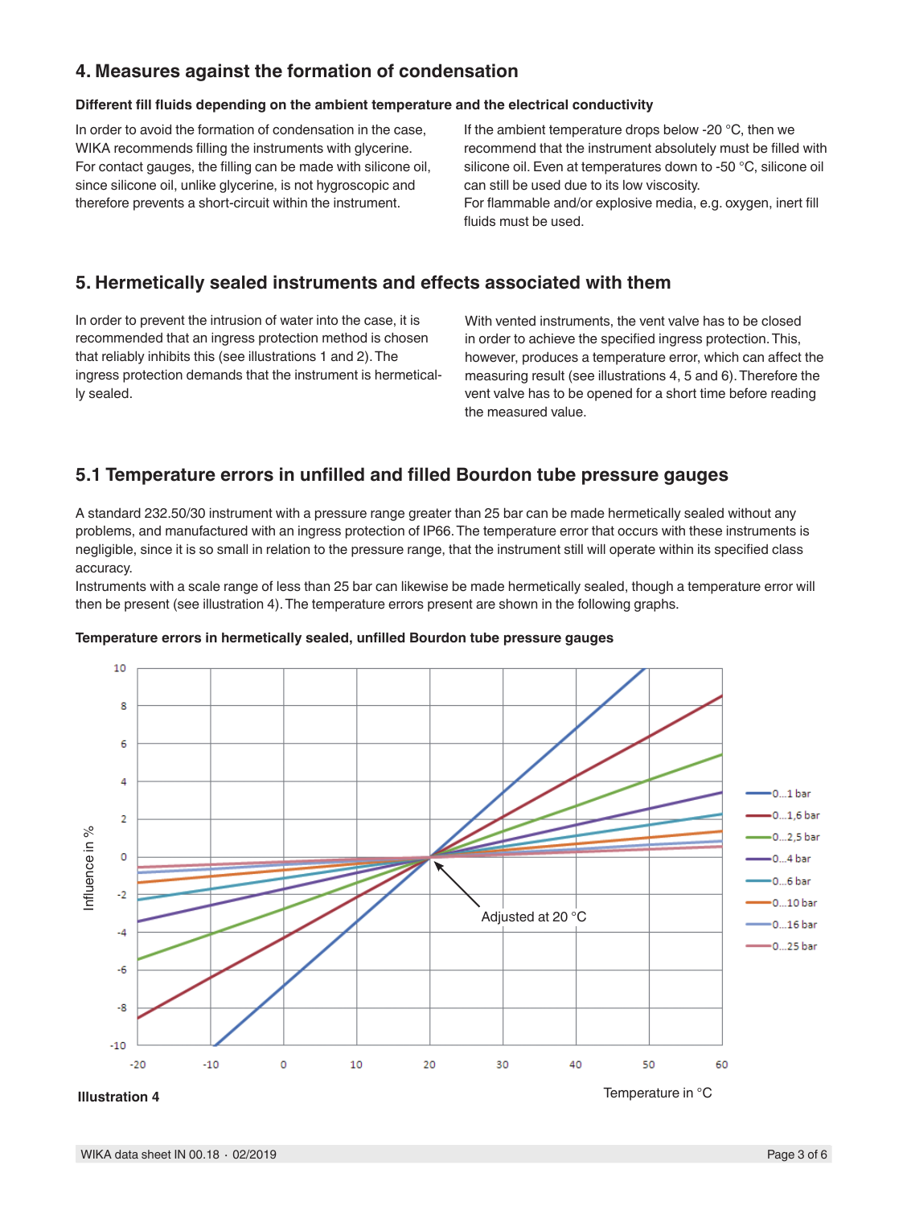## 4. Measures against the formation of condensation

**Different fill fluids depending on the ambient temperature and the electrical conductivity**

In order to avoid the formation of condensation in the case, WIKA recommends filling the instruments with glycerine. For contact gauges, the filling can be made with silicone oil, since silicone oil, unlike glycerine, is not hygroscopic and therefore prevents a short-circuit within the instrument.

If the ambient temperature drops below -20 °C, then we recommend that the instrument absolutely must be filled with silicone oil. Even at temperatures down to -50 °C, silicone oil can still be used due to its low viscosity.
For flammable and/or explosive media, e.g. oxygen, inert fill fluids must be used.

## 5. Hermetically sealed instruments and effects associated with them

In order to prevent the intrusion of water into the case, it is recommended that an ingress protection method is chosen that reliably inhibits this (see illustrations 1 and 2). The ingress protection demands that the instrument is hermetically sealed.

With vented instruments, the vent valve has to be closed in order to achieve the specified ingress protection. This, however, produces a temperature error, which can affect the measuring result (see illustrations 4, 5 and 6). Therefore the vent valve has to be opened for a short time before reading the measured value.

## 5.1 Temperature errors in unfilled and filled Bourdon tube pressure gauges

A standard 232.50/30 instrument with a pressure range greater than 25 bar can be made hermetically sealed without any problems, and manufactured with an ingress protection of IP66. The temperature error that occurs with these instruments is negligible, since it is so small in relation to the pressure range, that the instrument still will operate within its specified class accuracy.
Instruments with a scale range of less than 25 bar can likewise be made hermetically sealed, though a temperature error will then be present (see illustration 4). The temperature errors present are shown in the following graphs.

**Temperature errors in hermetically sealed, unfilled Bourdon tube pressure gauges**

**Illustration 4**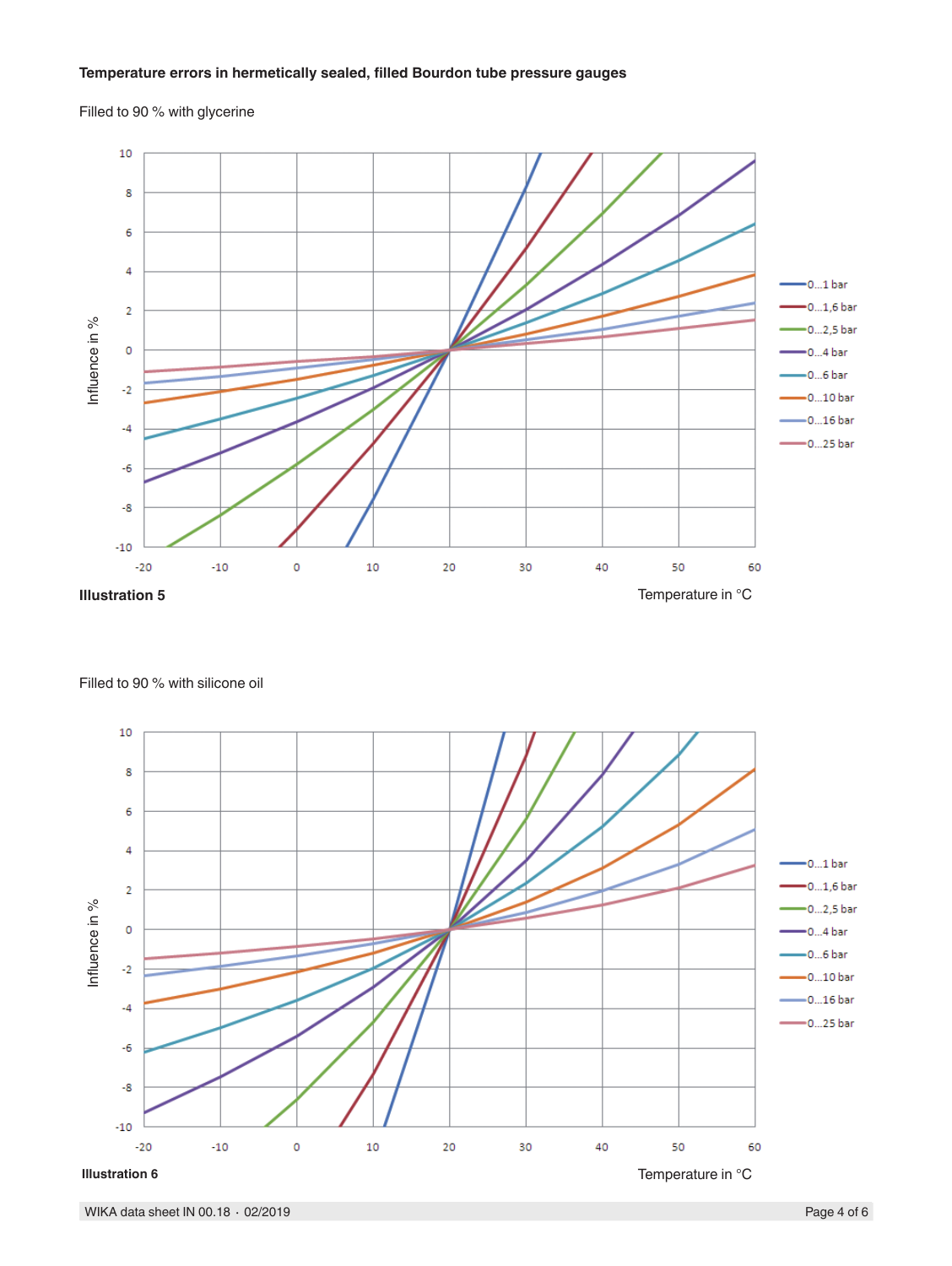**Temperature errors in hermetically sealed, filled Bourdon tube pressure gauges**

Filled to 90 % with glycerine

Influence in %

0...1 bar
0...1,6 bar
0...2,5 bar
0...4 bar
0...6 bar
0...10 bar
0...16 bar
0...25 bar

**Illustration 5**

Temperature in °C

Filled to 90 % with silicone oil

Influence in %

0...1 bar
0...1,6 bar
0...2,5 bar
0...4 bar
0...6 bar
0...10 bar
0...16 bar
0...25 bar

**Illustration 6**

Temperature in °C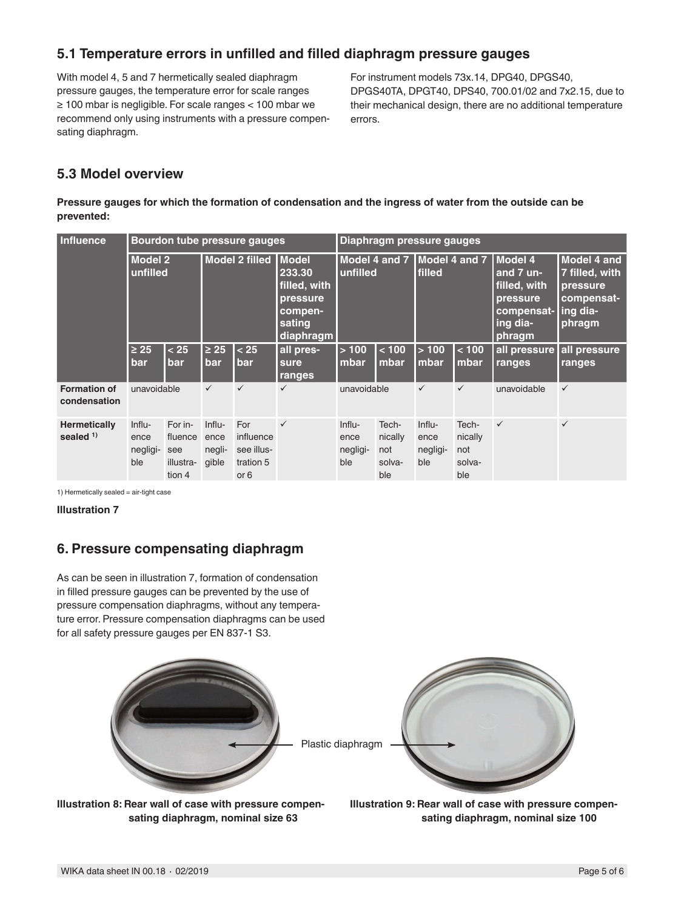## 5.1 Temperature errors in unfilled and filled diaphragm pressure gauges

With model 4, 5 and 7 hermetically sealed diaphragm pressure gauges, the temperature error for scale ranges ≥ 100 mbar is negligible. For scale ranges < 100 mbar we recommend only using instruments with a pressure compensating diaphragm.

For instrument models 73x.14, DPG40, DPGS40, DPGS40TA, DPGT40, DPS40, 700.01/02 and 7x2.15, due to their mechanical design, there are no additional temperature errors.

## 5.3 Model overview

**Pressure gauges for which the formation of condensation and the ingress of water from the outside can be prevented:**

| Influence | Bourdon tube pressure gauges | | | | | Diaphragm pressure gauges | | | | | |
|---|---|---|---|---|---|---|---|---|---|---|---|
| | Model 2 unfilled | | Model 2 filled | | Model 233.30 filled, with pressure compensating diaphragm | Model 4 and 7 unfilled | | Model 4 and 7 filled | | Model 4 and 7 unfilled, with pressure compensating diaphragm | Model 4 and 7 filled, with pressure compensating diaphragm |
| | ≥ 25 bar | < 25 bar | ≥ 25 bar | < 25 bar | all pressure ranges | > 100 mbar | < 100 mbar | > 100 mbar | < 100 mbar | all pressure ranges | all pressure ranges |
| **Formation of condensation** | unavoidable | | ✓ | ✓ | ✓ | unavoidable | | ✓ | ✓ | unavoidable | ✓ |
| **Hermetically sealed** [1] | Influence negligible | For influence see illustration 4 | Influence negligible | For influence see illustration 5 or 6 | ✓ | Influence negligible | Technically not solvable | Influence negligible | Technically not solvable | ✓ | ✓ |

1) Hermetically sealed = air-tight case

**Illustration 7**

## 6. Pressure compensating diaphragm

As can be seen in illustration 7, formation of condensation in filled pressure gauges can be prevented by the use of pressure compensation diaphragms, without any temperature error. Pressure compensation diaphragms can be used for all safety pressure gauges per EN 837-1 S3.

Plastic diaphragm

**Illustration 8: Rear wall of case with pressure compensating diaphragm, nominal size 63**

**Illustration 9: Rear wall of case with pressure compensating diaphragm, nominal size 100**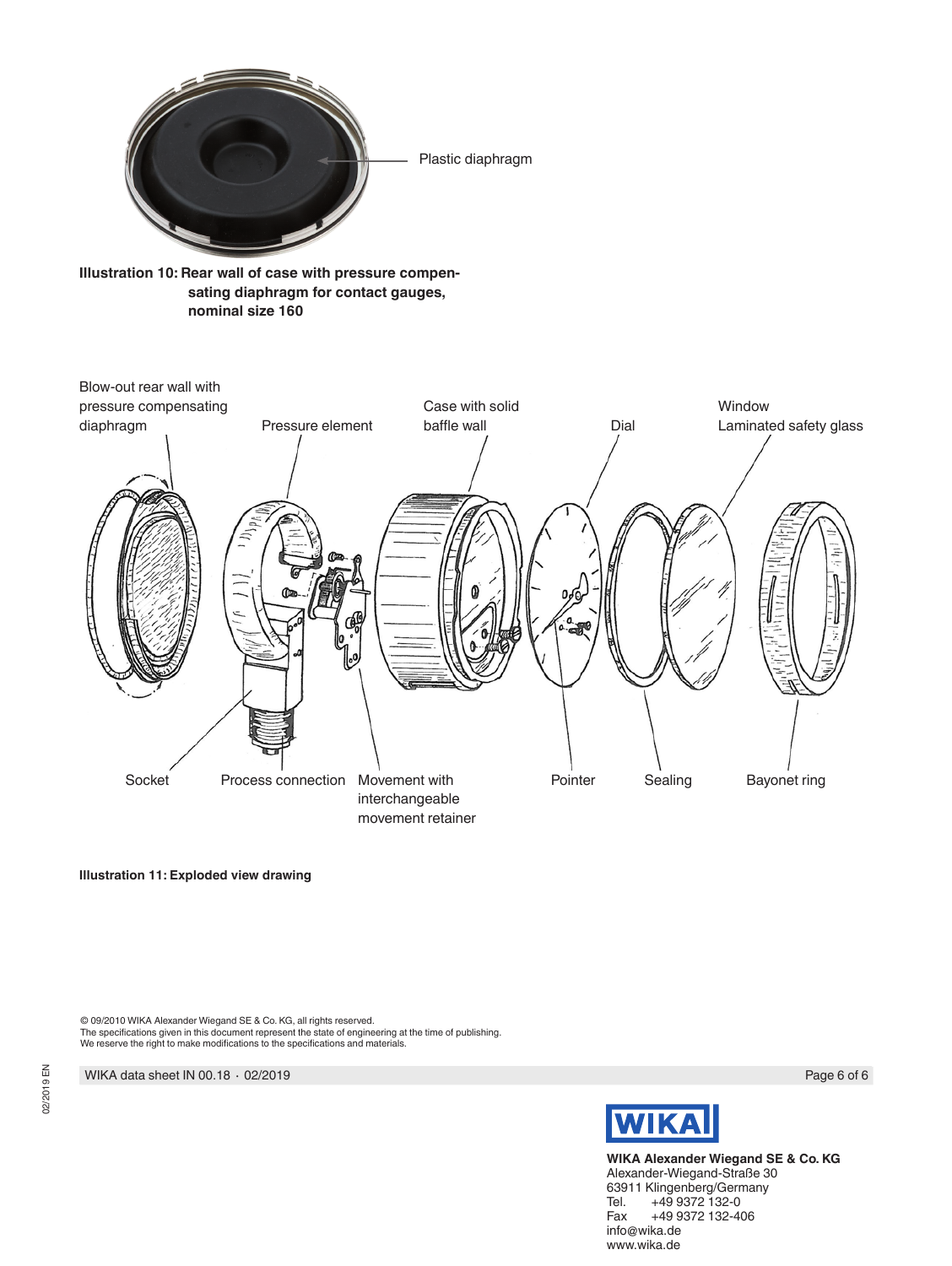Plastic diaphragm

**Illustration 10: Rear wall of case with pressure compensating diaphragm for contact gauges, nominal size 160**

Blow-out rear wall with pressure compensating diaphragm

Pressure element

Case with solid baffle wall

Dial

Window
Laminated safety glass

Socket

Process connection

Movement with interchangeable movement retainer

Pointer

Sealing

Bayonet ring

**Illustration 11: Exploded view drawing**

© 09/2010 WIKA Alexander Wiegand SE & Co. KG, all rights reserved.
The specifications given in this document represent the state of engineering at the time of publishing.
We reserve the right to make modifications to the specifications and materials.

**WIKA Alexander Wiegand SE & Co. KG**
Alexander-Wiegand-Straße 30
63911 Klingenberg/Germany
Tel. +49 9372 132-0
Fax +49 9372 132-406
info@wika.de
www.wika.de